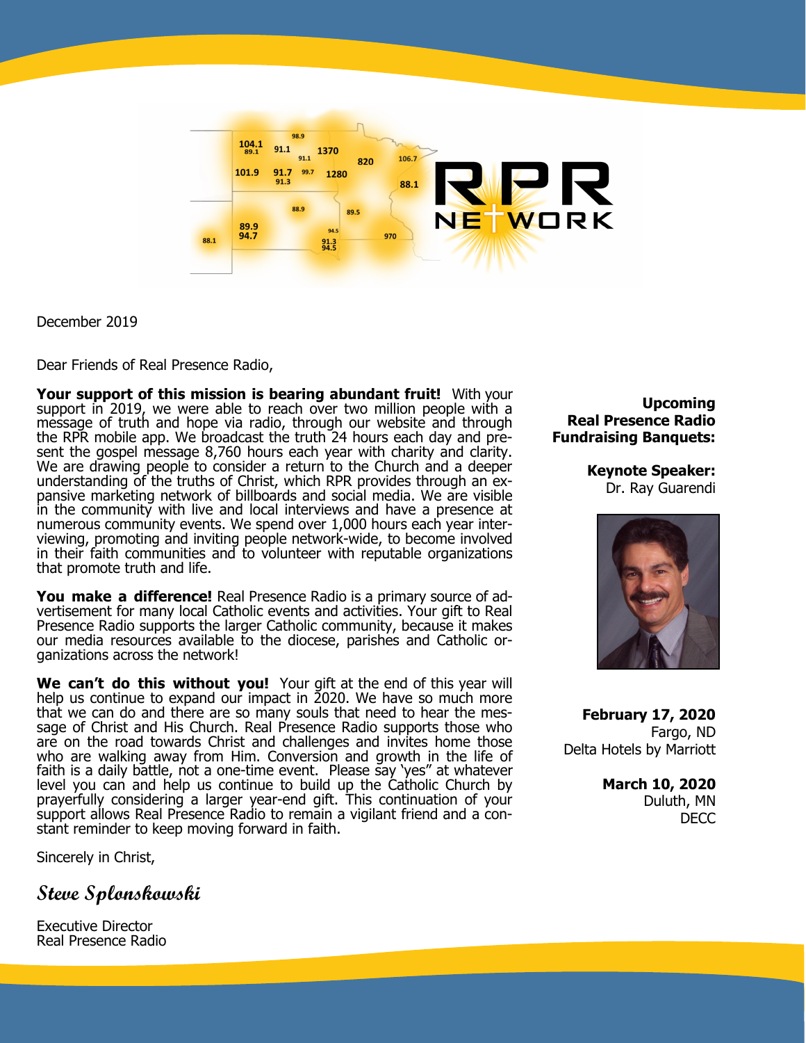December 2019

Dear Friends of Real Presence Radio,

**Your support of this mission is bearing abundant fruit!** With your support in 2019, we were able to reach over two million people with a message of truth and hope via radio, through our website and through the RPR mobile app. We broadcast the truth 24 hours each day and present the gospel message 8,760 hours each year with charity and clarity. We are drawing people to consider a return to the Church and a deeper understanding of the truths of Christ, which RPR provides through an expansive marketing network of billboards and social media. We are visible in the community with live and local interviews and have a presence at numerous community events. We spend over 1,000 hours each year interviewing, promoting and inviting people network-wide, to become involved in their faith communities and to volunteer with reputable organizations that promote truth and life.

**You make a difference!** Real Presence Radio is a primary source of advertisement for many local Catholic events and activities. Your gift to Real Presence Radio supports the larger Catholic community, because it makes our media resources available to the diocese, parishes and Catholic organizations across the network!

**We can't do this without you!** Your gift at the end of this year will help us continue to expand our impact in 2020. We have so much more that we can do and there are so many souls that need to hear the message of Christ and His Church. Real Presence Radio supports those who are on the road towards Christ and challenges and invites home those who are walking away from Him. Conversion and growth in the life of faith is a daily battle, not a one-time event. Please say 'yes" at whatever level you can and help us continue to build up the Catholic Church by prayerfully considering a larger year-end gift. This continuation of your support allows Real Presence Radio to remain a vigilant friend and a constant reminder to keep moving forward in faith.

Sincerely in Christ,

*Steve Splonskowski*

Executive Director
Real Presence Radio

**Upcoming Real Presence Radio Fundraising Banquets:**

**Keynote Speaker:**
Dr. Ray Guarendi

**February 17, 2020**
Fargo, ND
Delta Hotels by Marriott

**March 10, 2020**
Duluth, MN
DECC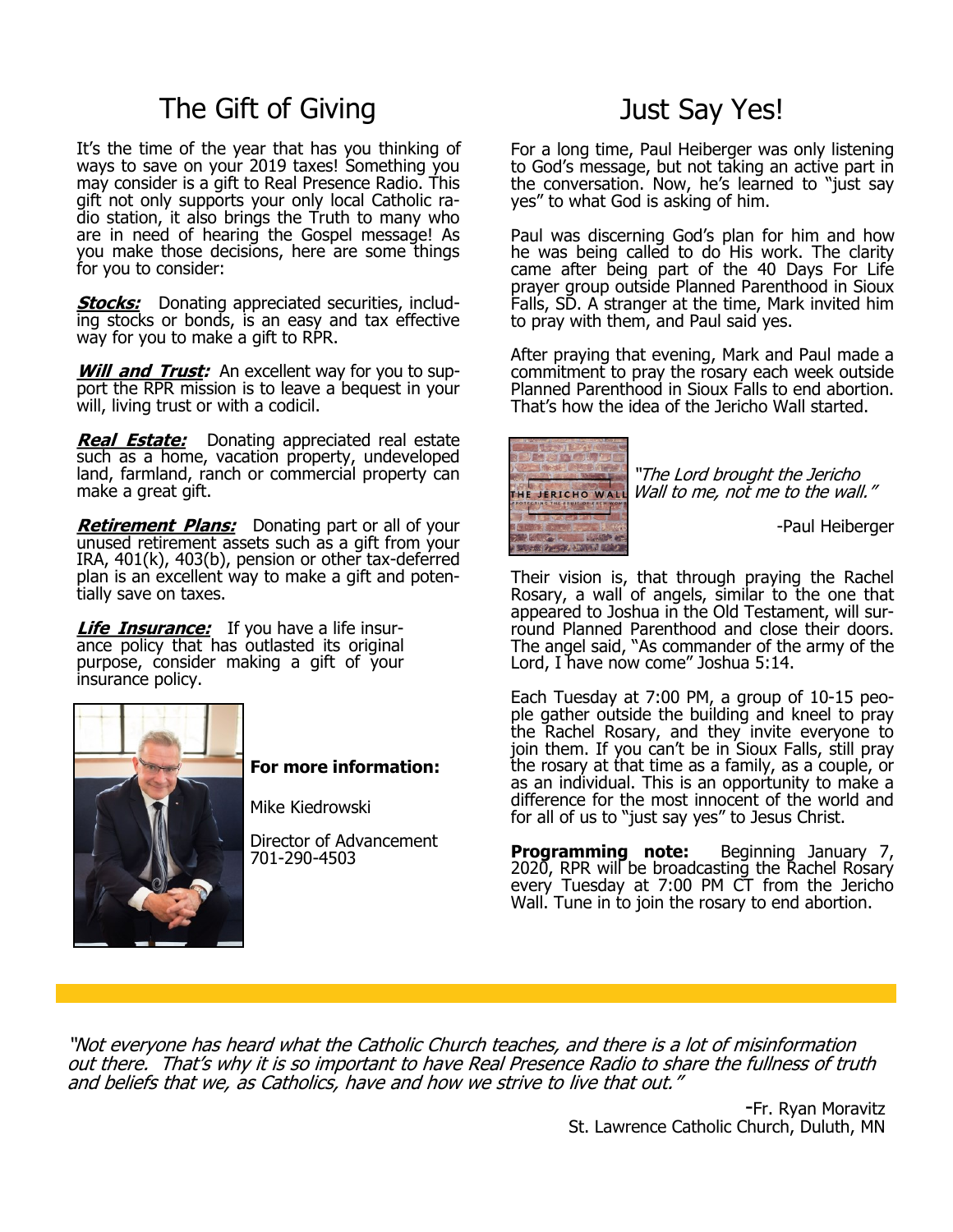# The Gift of Giving

It's the time of the year that has you thinking of ways to save on your 2019 taxes! Something you may consider is a gift to Real Presence Radio. This gift not only supports your only local Catholic radio station, it also brings the Truth to many who are in need of hearing the Gospel message! As you make those decisions, here are some things for you to consider:

***Stocks:*** Donating appreciated securities, including stocks or bonds, is an easy and tax effective way for you to make a gift to RPR.

***Will and Trust:*** An excellent way for you to support the RPR mission is to leave a bequest in your will, living trust or with a codicil.

***Real Estate:*** Donating appreciated real estate such as a home, vacation property, undeveloped land, farmland, ranch or commercial property can make a great gift.

***Retirement Plans:*** Donating part or all of your unused retirement assets such as a gift from your IRA, 401(k), 403(b), pension or other tax-deferred plan is an excellent way to make a gift and potentially save on taxes.

***Life Insurance:*** If you have a life insurance policy that has outlasted its original purpose, consider making a gift of your insurance policy.

**For more information:**

Mike Kiedrowski

Director of Advancement
701-290-4503

# Just Say Yes!

For a long time, Paul Heiberger was only listening to God's message, but not taking an active part in the conversation. Now, he's learned to "just say yes" to what God is asking of him.

Paul was discerning God's plan for him and how he was being called to do His work. The clarity came after being part of the 40 Days For Life prayer group outside Planned Parenthood in Sioux Falls, SD. A stranger at the time, Mark invited him to pray with them, and Paul said yes.

After praying that evening, Mark and Paul made a commitment to pray the rosary each week outside Planned Parenthood in Sioux Falls to end abortion. That's how the idea of the Jericho Wall started.

*"The Lord brought the Jericho Wall to me, not me to the wall."*

-Paul Heiberger

Their vision is, that through praying the Rachel Rosary, a wall of angels, similar to the one that appeared to Joshua in the Old Testament, will surround Planned Parenthood and close their doors. The angel said, "As commander of the army of the Lord, I have now come" Joshua 5:14.

Each Tuesday at 7:00 PM, a group of 10-15 people gather outside the building and kneel to pray the Rachel Rosary, and they invite everyone to join them. If you can't be in Sioux Falls, still pray the rosary at that time as a family, as a couple, or as an individual. This is an opportunity to make a difference for the most innocent of the world and for all of us to "just say yes" to Jesus Christ.

**Programming note:** Beginning January 7, 2020, RPR will be broadcasting the Rachel Rosary every Tuesday at 7:00 PM CT from the Jericho Wall. Tune in to join the rosary to end abortion.

*"Not everyone has heard what the Catholic Church teaches, and there is a lot of misinformation out there. That's why it is so important to have Real Presence Radio to share the fullness of truth and beliefs that we, as Catholics, have and how we strive to live that out."*

-Fr. Ryan Moravitz
St. Lawrence Catholic Church, Duluth, MN